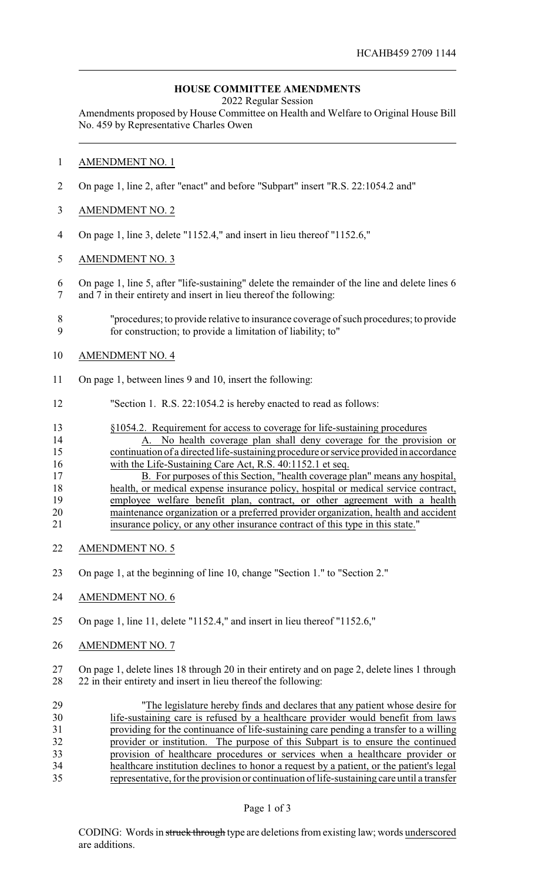HCAHB459 2709 1144

# HOUSE COMMITTEE AMENDMENTS

2022 Regular Session

Amendments proposed by House Committee on Health and Welfare to Original House Bill No. 459 by Representative Charles Owen

AMENDMENT NO. 1

On page 1, line 2, after "enact" and before "Subpart" insert "R.S. 22:1054.2 and"

AMENDMENT NO. 2

On page 1, line 3, delete "1152.4," and insert in lieu thereof "1152.6,"

AMENDMENT NO. 3

On page 1, line 5, after "life-sustaining" delete the remainder of the line and delete lines 6 and 7 in their entirety and insert in lieu thereof the following:

"procedures; to provide relative to insurance coverage of such procedures; to provide for construction; to provide a limitation of liability; to"

AMENDMENT NO. 4

On page 1, between lines 9 and 10, insert the following:

"Section 1. R.S. 22:1054.2 is hereby enacted to read as follows:

§1054.2. Requirement for access to coverage for life-sustaining procedures

A. No health coverage plan shall deny coverage for the provision or continuation of a directed life-sustaining procedure or service provided in accordance with the Life-Sustaining Care Act, R.S. 40:1152.1 et seq.

B. For purposes of this Section, "health coverage plan" means any hospital, health, or medical expense insurance policy, hospital or medical service contract, employee welfare benefit plan, contract, or other agreement with a health maintenance organization or a preferred provider organization, health and accident insurance policy, or any other insurance contract of this type in this state."

AMENDMENT NO. 5

On page 1, at the beginning of line 10, change "Section 1." to "Section 2."

AMENDMENT NO. 6

On page 1, line 11, delete "1152.4," and insert in lieu thereof "1152.6,"

AMENDMENT NO. 7

On page 1, delete lines 18 through 20 in their entirety and on page 2, delete lines 1 through 22 in their entirety and insert in lieu thereof the following:

"The legislature hereby finds and declares that any patient whose desire for life-sustaining care is refused by a healthcare provider would benefit from laws providing for the continuance of life-sustaining care pending a transfer to a willing provider or institution. The purpose of this Subpart is to ensure the continued provision of healthcare procedures or services when a healthcare provider or healthcare institution declines to honor a request by a patient, or the patient's legal representative, for the provision or continuation of life-sustaining care until a transfer

CODING: Words in ~~struck through~~ type are deletions from existing law; words underscored are additions.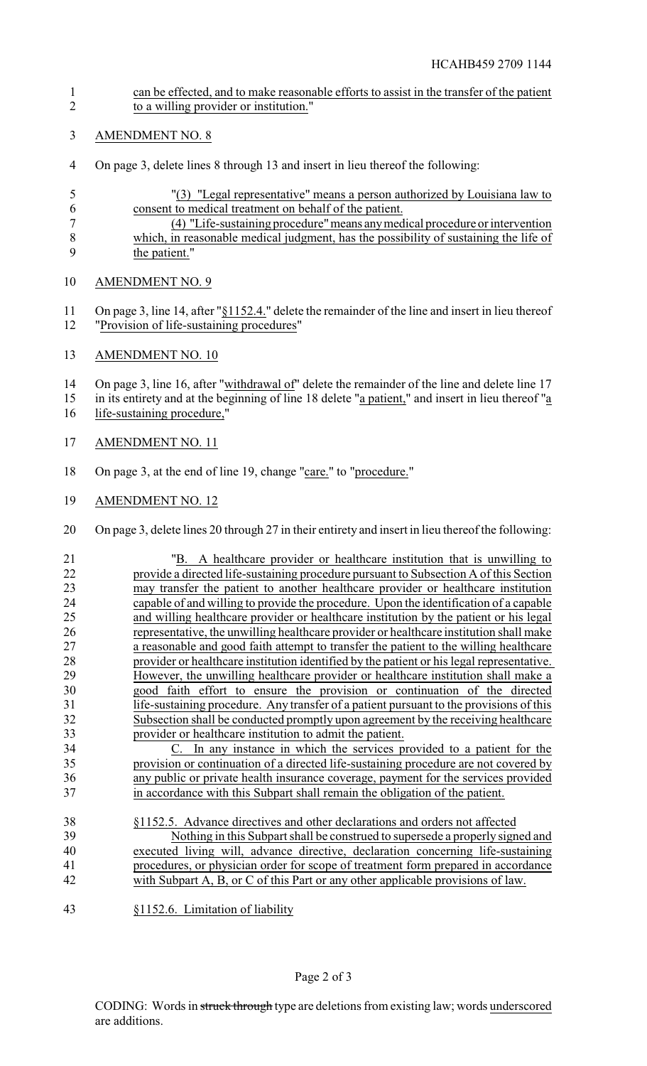can be effected, and to make reasonable efforts to assist in the transfer of the patient to a willing provider or institution."

AMENDMENT NO. 8

On page 3, delete lines 8 through 13 and insert in lieu thereof the following:

"(3) "Legal representative" means a person authorized by Louisiana law to consent to medical treatment on behalf of the patient.

(4) "Life-sustaining procedure" means any medical procedure or intervention which, in reasonable medical judgment, has the possibility of sustaining the life of the patient."

AMENDMENT NO. 9

On page 3, line 14, after "§1152.4." delete the remainder of the line and insert in lieu thereof "Provision of life-sustaining procedures"

AMENDMENT NO. 10

On page 3, line 16, after "withdrawal of" delete the remainder of the line and delete line 17 in its entirety and at the beginning of line 18 delete "a patient," and insert in lieu thereof "a life-sustaining procedure,"

AMENDMENT NO. 11

On page 3, at the end of line 19, change "care." to "procedure."

AMENDMENT NO. 12

On page 3, delete lines 20 through 27 in their entirety and insert in lieu thereof the following:

"B. A healthcare provider or healthcare institution that is unwilling to provide a directed life-sustaining procedure pursuant to Subsection A of this Section may transfer the patient to another healthcare provider or healthcare institution capable of and willing to provide the procedure. Upon the identification of a capable and willing healthcare provider or healthcare institution by the patient or his legal representative, the unwilling healthcare provider or healthcare institution shall make a reasonable and good faith attempt to transfer the patient to the willing healthcare provider or healthcare institution identified by the patient or his legal representative. However, the unwilling healthcare provider or healthcare institution shall make a good faith effort to ensure the provision or continuation of the directed life-sustaining procedure. Any transfer of a patient pursuant to the provisions of this Subsection shall be conducted promptly upon agreement by the receiving healthcare provider or healthcare institution to admit the patient.

C. In any instance in which the services provided to a patient for the provision or continuation of a directed life-sustaining procedure are not covered by any public or private health insurance coverage, payment for the services provided in accordance with this Subpart shall remain the obligation of the patient.

§1152.5. Advance directives and other declarations and orders not affected

Nothing in this Subpart shall be construed to supersede a properly signed and executed living will, advance directive, declaration concerning life-sustaining procedures, or physician order for scope of treatment form prepared in accordance with Subpart A, B, or C of this Part or any other applicable provisions of law.

§1152.6. Limitation of liability

CODING: Words in ~~struck through~~ type are deletions from existing law; words underscored are additions.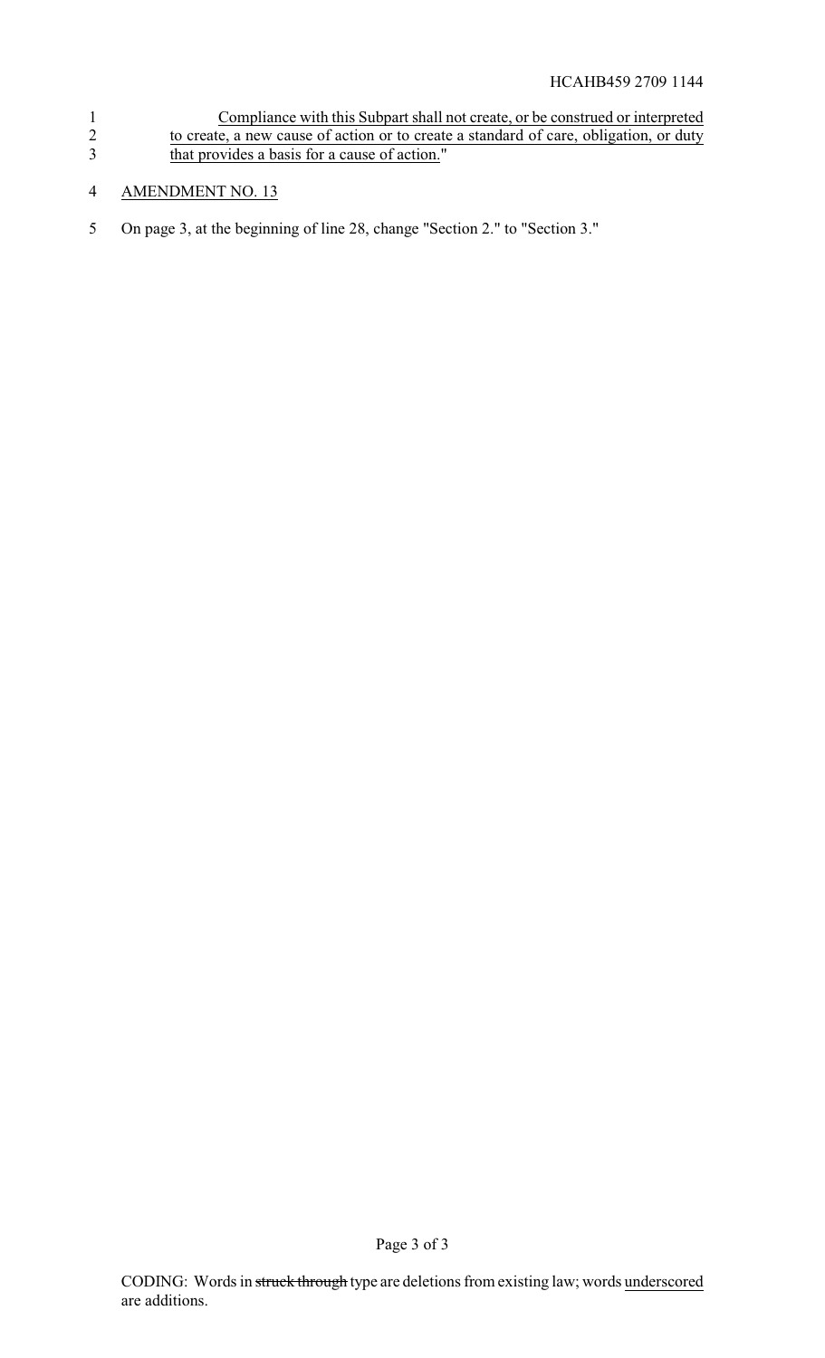Compliance with this Subpart shall not create, or be construed or interpreted to create, a new cause of action or to create a standard of care, obligation, or duty that provides a basis for a cause of action."

AMENDMENT NO. 13

On page 3, at the beginning of line 28, change "Section 2." to "Section 3."

CODING: Words in ~~struck through~~ type are deletions from existing law; words underscored are additions.